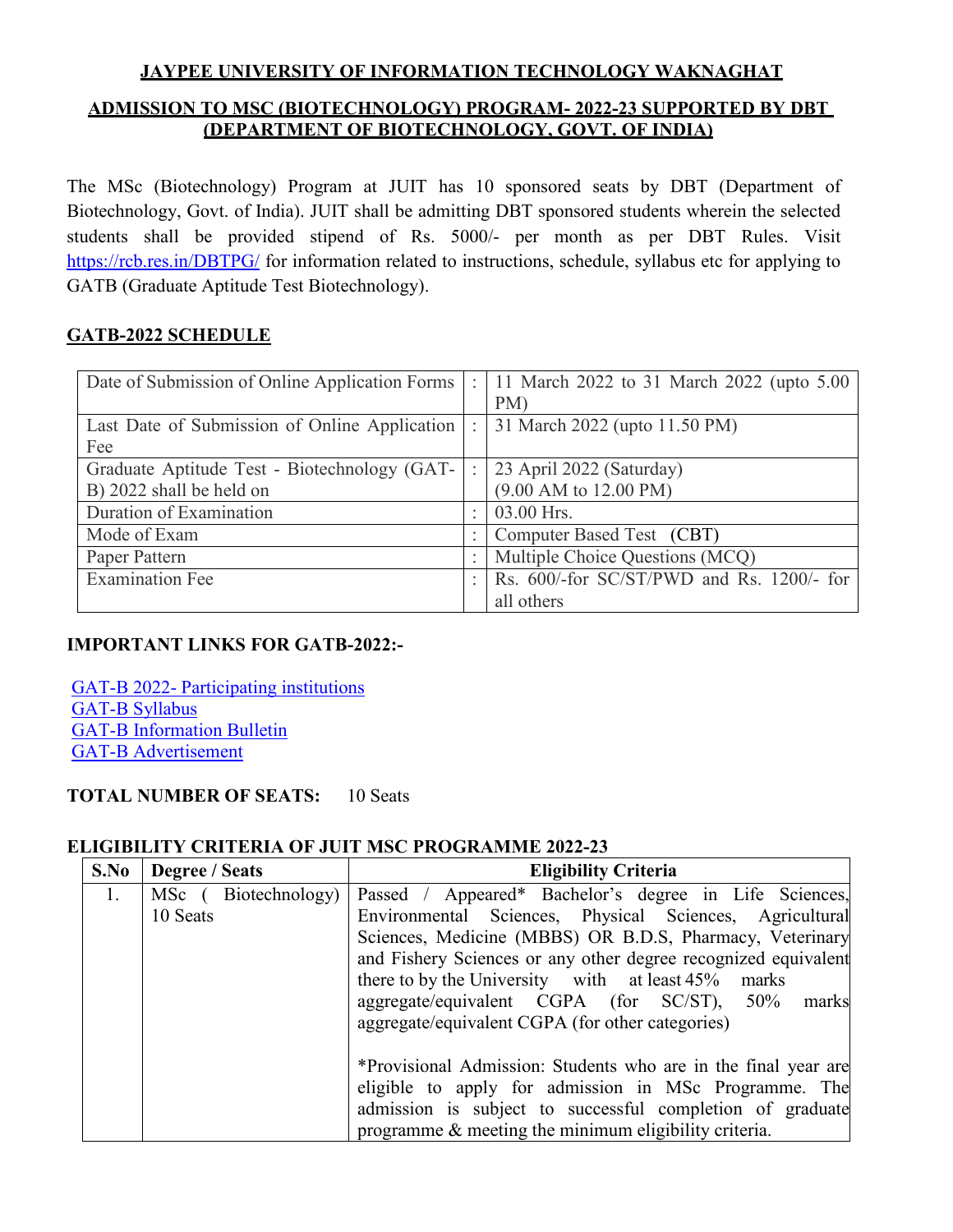**JAYPEE UNIVERSITY OF INFORMATION TECHNOLOGY WAKNAGHAT**

**ADMISSION TO MSC (BIOTECHNOLOGY) PROGRAM- 2022-23 SUPPORTED BY DBT (DEPARTMENT OF BIOTECHNOLOGY, GOVT. OF INDIA)**

The MSc (Biotechnology) Program at JUIT has 10 sponsored seats by DBT (Department of Biotechnology, Govt. of India). JUIT shall be admitting DBT sponsored students wherein the selected students shall be provided stipend of Rs. 5000/- per month as per DBT Rules. Visit https://rcb.res.in/DBTPG/ for information related to instructions, schedule, syllabus etc for applying to GATB (Graduate Aptitude Test Biotechnology).

## GATB-2022 SCHEDULE

| | | |
|---|---|---|
| Date of Submission of Online Application Forms | : | 11 March 2022 to 31 March 2022 (upto 5.00 PM) |
| Last Date of Submission of Online Application Fee | : | 31 March 2022 (upto 11.50 PM) |
| Graduate Aptitude Test - Biotechnology (GAT-B) 2022 shall be held on | : | 23 April 2022 (Saturday) (9.00 AM to 12.00 PM) |
| Duration of Examination | : | 03.00 Hrs. |
| Mode of Exam | : | Computer Based Test (CBT) |
| Paper Pattern | : | Multiple Choice Questions (MCQ) |
| Examination Fee | : | Rs. 600/-for SC/ST/PWD and Rs. 1200/- for all others |

**IMPORTANT LINKS FOR GATB-2022:-**

GAT-B 2022- Participating institutions
GAT-B Syllabus
GAT-B Information Bulletin
GAT-B Advertisement

**TOTAL NUMBER OF SEATS:** 10 Seats

**ELIGIBILITY CRITERIA OF JUIT MSC PROGRAMME 2022-23**

| S.No | Degree / Seats | Eligibility Criteria |
|---|---|---|
| 1. | MSc ( Biotechnology) 10 Seats | Passed / Appeared* Bachelor's degree in Life Sciences, Environmental Sciences, Physical Sciences, Agricultural Sciences, Medicine (MBBS) OR B.D.S, Pharmacy, Veterinary and Fishery Sciences or any other degree recognized equivalent there to by the University with at least 45% marks aggregate/equivalent CGPA (for SC/ST), 50% marks aggregate/equivalent CGPA (for other categories)<br><br>*Provisional Admission: Students who are in the final year are eligible to apply for admission in MSc Programme. The admission is subject to successful completion of graduate programme & meeting the minimum eligibility criteria. |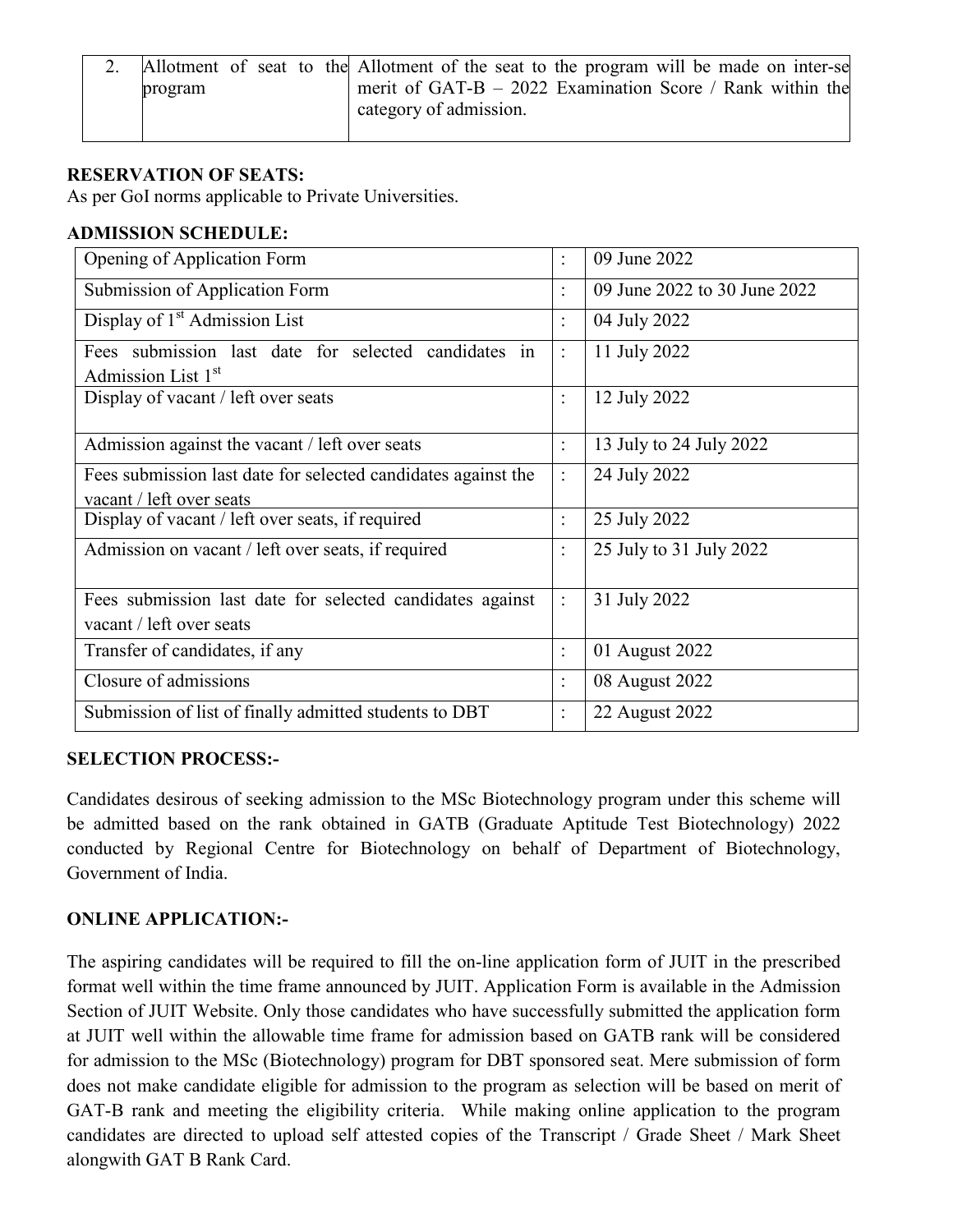| 2. | Allotment of seat to the program | Allotment of the seat to the program will be made on inter-se merit of GAT-B – 2022 Examination Score / Rank within the category of admission. |
|---|---|---|

**RESERVATION OF SEATS:**

As per GoI norms applicable to Private Universities.

**ADMISSION SCHEDULE:**

| Event | | Date |
|---|---|---|
| Opening of Application Form | : | 09 June 2022 |
| Submission of Application Form | : | 09 June 2022 to 30 June 2022 |
| Display of 1st Admission List | : | 04 July 2022 |
| Fees submission last date for selected candidates in Admission List 1st | : | 11 July 2022 |
| Display of vacant / left over seats | : | 12 July 2022 |
| Admission against the vacant / left over seats | : | 13 July to 24 July 2022 |
| Fees submission last date for selected candidates against the vacant / left over seats | : | 24 July 2022 |
| Display of vacant / left over seats, if required | : | 25 July 2022 |
| Admission on vacant / left over seats, if required | : | 25 July to 31 July 2022 |
| Fees submission last date for selected candidates against vacant / left over seats | : | 31 July 2022 |
| Transfer of candidates, if any | : | 01 August 2022 |
| Closure of admissions | : | 08 August 2022 |
| Submission of list of finally admitted students to DBT | : | 22 August 2022 |

**SELECTION PROCESS:-**

Candidates desirous of seeking admission to the MSc Biotechnology program under this scheme will be admitted based on the rank obtained in GATB (Graduate Aptitude Test Biotechnology) 2022 conducted by Regional Centre for Biotechnology on behalf of Department of Biotechnology, Government of India.

**ONLINE APPLICATION:-**

The aspiring candidates will be required to fill the on-line application form of JUIT in the prescribed format well within the time frame announced by JUIT. Application Form is available in the Admission Section of JUIT Website. Only those candidates who have successfully submitted the application form at JUIT well within the allowable time frame for admission based on GATB rank will be considered for admission to the MSc (Biotechnology) program for DBT sponsored seat. Mere submission of form does not make candidate eligible for admission to the program as selection will be based on merit of GAT-B rank and meeting the eligibility criteria. While making online application to the program candidates are directed to upload self attested copies of the Transcript / Grade Sheet / Mark Sheet alongwith GAT B Rank Card.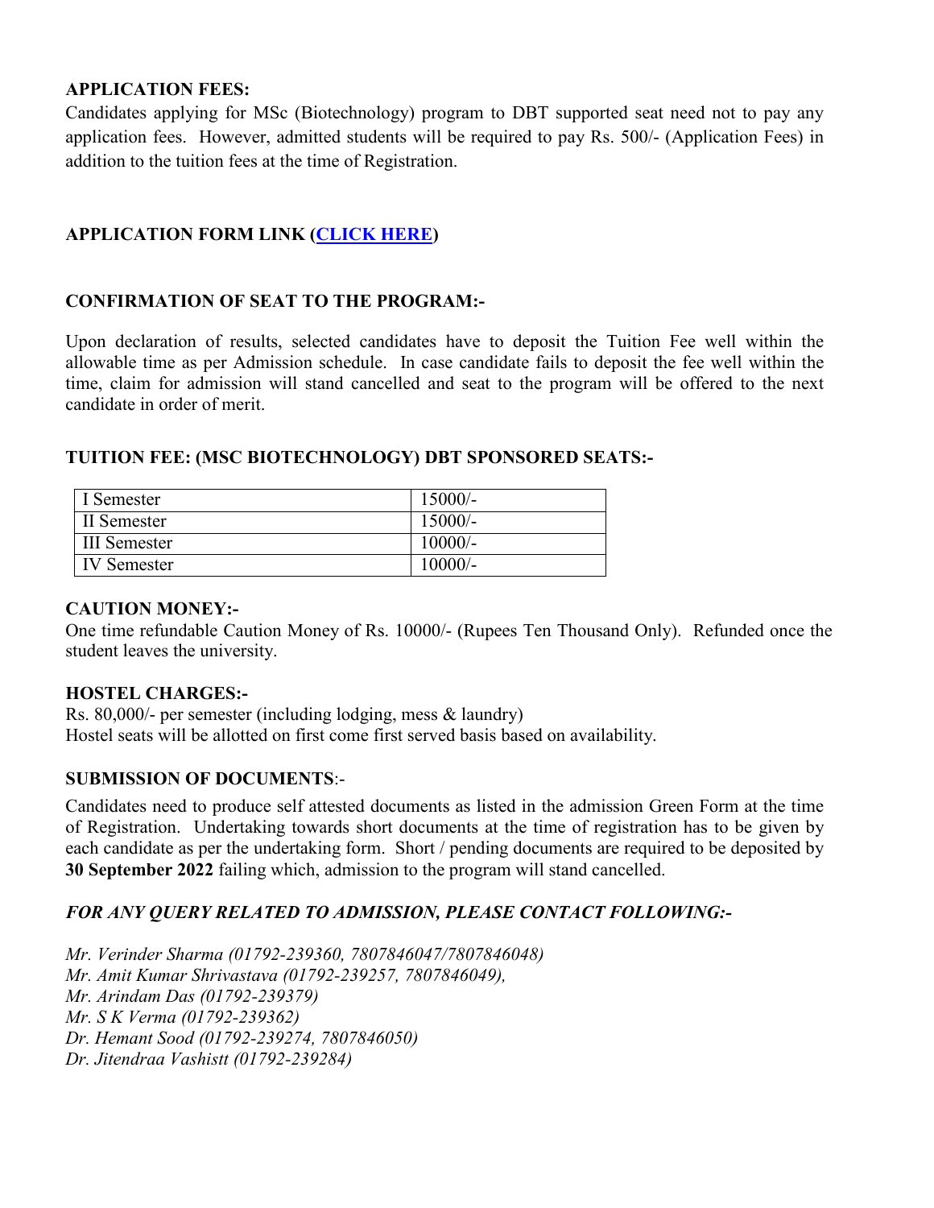**APPLICATION FEES:**

Candidates applying for MSc (Biotechnology) program to DBT supported seat need not to pay any application fees. However, admitted students will be required to pay Rs. 500/- (Application Fees) in addition to the tuition fees at the time of Registration.

**APPLICATION FORM LINK (CLICK HERE)**

**CONFIRMATION OF SEAT TO THE PROGRAM:-**

Upon declaration of results, selected candidates have to deposit the Tuition Fee well within the allowable time as per Admission schedule. In case candidate fails to deposit the fee well within the time, claim for admission will stand cancelled and seat to the program will be offered to the next candidate in order of merit.

**TUITION FEE: (MSC BIOTECHNOLOGY) DBT SPONSORED SEATS:-**

| | |
|---|---|
| I Semester | 15000/- |
| II Semester | 15000/- |
| III Semester | 10000/- |
| IV Semester | 10000/- |

**CAUTION MONEY:-**

One time refundable Caution Money of Rs. 10000/- (Rupees Ten Thousand Only). Refunded once the student leaves the university.

**HOSTEL CHARGES:-**

Rs. 80,000/- per semester (including lodging, mess & laundry)
Hostel seats will be allotted on first come first served basis based on availability.

**SUBMISSION OF DOCUMENTS**:-

Candidates need to produce self attested documents as listed in the admission Green Form at the time of Registration. Undertaking towards short documents at the time of registration has to be given by each candidate as per the undertaking form. Short / pending documents are required to be deposited by **30 September 2022** failing which, admission to the program will stand cancelled.

***FOR ANY QUERY RELATED TO ADMISSION, PLEASE CONTACT FOLLOWING:-***

*Mr. Verinder Sharma (01792-239360, 7807846047/7807846048)*
*Mr. Amit Kumar Shrivastava (01792-239257, 7807846049),*
*Mr. Arindam Das (01792-239379)*
*Mr. S K Verma (01792-239362)*
*Dr. Hemant Sood (01792-239274, 7807846050)*
*Dr. Jitendraa Vashistt (01792-239284)*